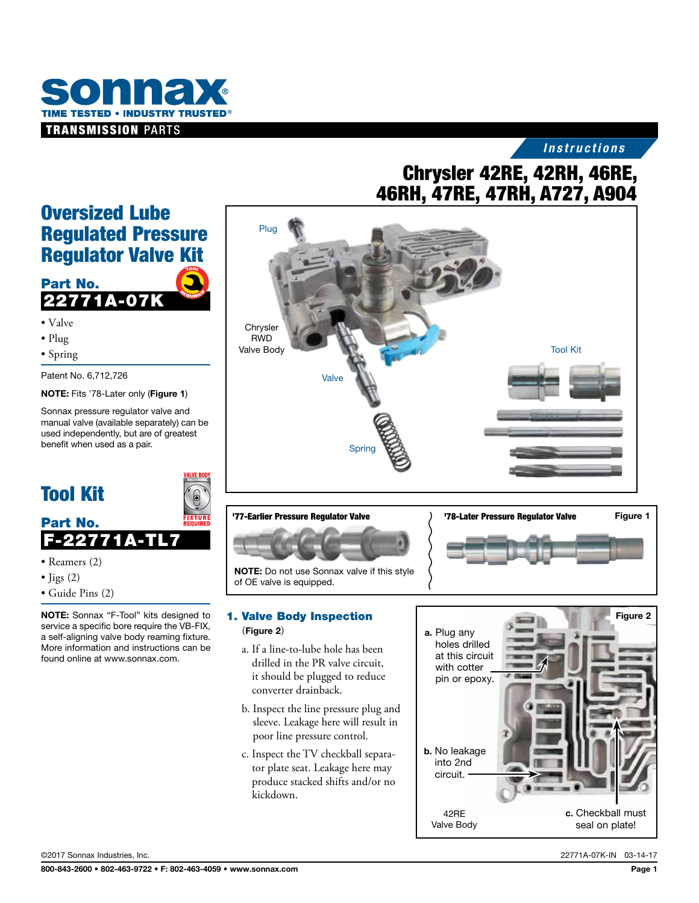# sonnax

TIME TESTED • INDUSTRY TRUSTED®

TRANSMISSION PARTS

*Instructions*

# Chrysler 42RE, 42RH, 46RE, 46RH, 47RE, 47RH, A727, A904

## Oversized Lube Regulated Pressure Regulator Valve Kit

### Part No. 22771A-07K

- Valve
- Plug
- Spring

Patent No. 6,712,726

**NOTE:** Fits '78-Later only (**Figure 1**)

Sonnax pressure regulator valve and manual valve (available separately) can be used independently, but are of greatest benefit when used as a pair.

Plug

Chrysler RWD Valve Body

Valve

Spring

Tool Kit

## Tool Kit

### Part No. F-22771A-TL7

- Reamers (2)
- Jigs (2)
- Guide Pins (2)

**NOTE:** Sonnax "F-Tool" kits designed to service a specific bore require the VB-FIX, a self-aligning valve body reaming fixture. More information and instructions can be found online at www.sonnax.com.

**Figure 1**

**'77-Earlier Pressure Regulator Valve**

**NOTE:** Do not use Sonnax valve if this style of OE valve is equipped.

**'78-Later Pressure Regulator Valve**

## 1. Valve Body Inspection

(**Figure 2**)

a. If a line-to-lube hole has been drilled in the PR valve circuit, it should be plugged to reduce converter drainback.

b. Inspect the line pressure plug and sleeve. Leakage here will result in poor line pressure control.

c. Inspect the TV checkball separator plate seat. Leakage here may produce stacked shifts and/or no kickdown.

**Figure 2**

**a.** Plug any holes drilled at this circuit with cotter pin or epoxy.

**b.** No leakage into 2nd circuit.

**c.** Checkball must seal on plate!

42RE Valve Body

©2017 Sonnax Industries, Inc.

22771A-07K-IN 03-14-17

800-843-2600 • 802-463-9722 • F: 802-463-4059 • www.sonnax.com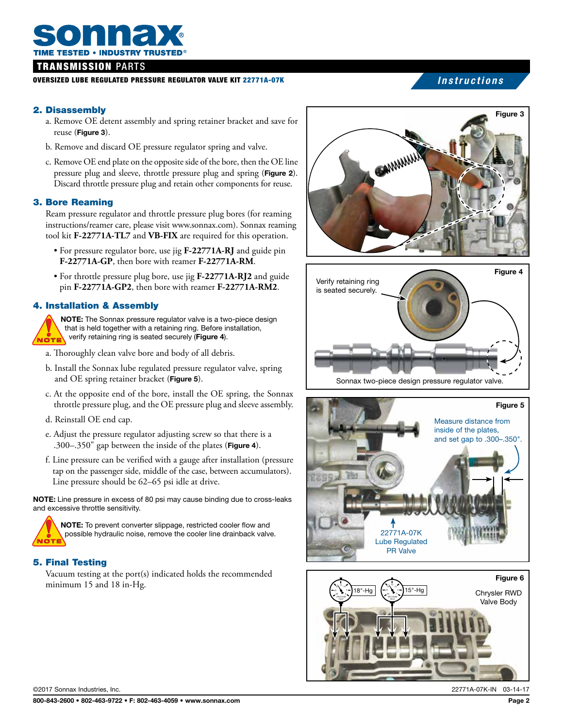# OVERSIZED LUBE REGULATED PRESSURE REGULATOR VALVE KIT 22771A-07K

## 2. Disassembly

a. Remove OE detent assembly and spring retainer bracket and save for reuse (**Figure 3**).

b. Remove and discard OE pressure regulator spring and valve.

c. Remove OE end plate on the opposite side of the bore, then the OE line pressure plug and sleeve, throttle pressure plug and spring (**Figure 2**). Discard throttle pressure plug and retain other components for reuse.

## 3. Bore Reaming

Ream pressure regulator and throttle pressure plug bores (for reaming instructions/reamer care, please visit www.sonnax.com). Sonnax reaming tool kit **F-22771A-TL7** and **VB-FIX** are required for this operation.

- For pressure regulator bore, use jig **F-22771A-RJ** and guide pin **F-22771A-GP**, then bore with reamer **F-22771A-RM**.
- For throttle pressure plug bore, use jig **F-22771A-RJ2** and guide pin **F-22771A-GP2**, then bore with reamer **F-22771A-RM2**.

## 4. Installation & Assembly

**NOTE:** The Sonnax pressure regulator valve is a two-piece design that is held together with a retaining ring. Before installation, verify retaining ring is seated securely (**Figure 4**).

a. Thoroughly clean valve bore and body of all debris.

b. Install the Sonnax lube regulated pressure regulator valve, spring and OE spring retainer bracket (**Figure 5**).

c. At the opposite end of the bore, install the OE spring, the Sonnax throttle pressure plug, and the OE pressure plug and sleeve assembly.

d. Reinstall OE end cap.

e. Adjust the pressure regulator adjusting screw so that there is a .300–.350" gap between the inside of the plates (**Figure 4**).

f. Line pressure can be verified with a gauge after installation (pressure tap on the passenger side, middle of the case, between accumulators). Line pressure should be 62–65 psi idle at drive.

**NOTE:** Line pressure in excess of 80 psi may cause binding due to cross-leaks and excessive throttle sensitivity.

**NOTE:** To prevent converter slippage, restricted cooler flow and possible hydraulic noise, remove the cooler line drainback valve.

## 5. Final Testing

Vacuum testing at the port(s) indicated holds the recommended minimum 15 and 18 in-Hg.

Figure 3

Figure 4

Verify retaining ring is seated securely.

Sonnax two-piece design pressure regulator valve.

Figure 5

Measure distance from inside of the plates, and set gap to .300–.350".

22771A-07K Lube Regulated PR Valve

Figure 6

18"-Hg

15"-Hg

Chrysler RWD Valve Body

©2017 Sonnax Industries, Inc. 22771A-07K-IN 03-14-17

800-843-2600 • 802-463-9722 • F: 802-463-4059 • www.sonnax.com